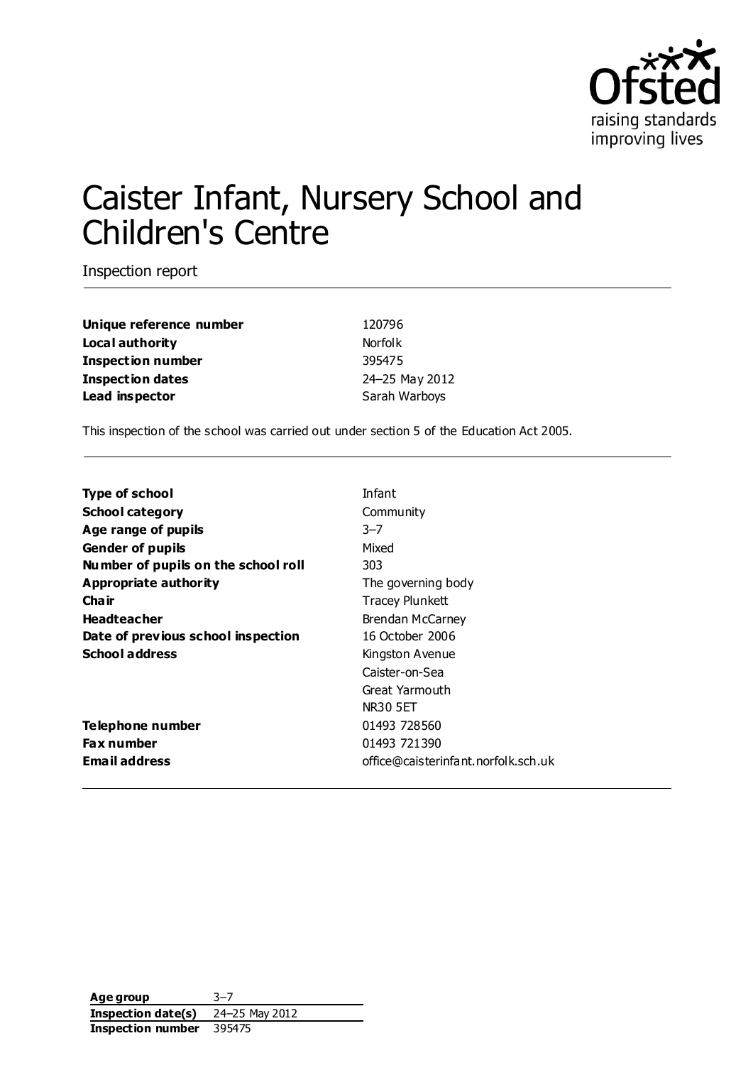# Caister Infant, Nursery School and Children's Centre

Inspection report

| | |
|---|---|
| **Unique reference number** | 120796 |
| **Local authority** | Norfolk |
| **Inspection number** | 395475 |
| **Inspection dates** | 24–25 May 2012 |
| **Lead inspector** | Sarah Warboys |

This inspection of the school was carried out under section 5 of the Education Act 2005.

| | |
|---|---|
| **Type of school** | Infant |
| **School category** | Community |
| **Age range of pupils** | 3–7 |
| **Gender of pupils** | Mixed |
| **Number of pupils on the school roll** | 303 |
| **Appropriate authority** | The governing body |
| **Chair** | Tracey Plunkett |
| **Headteacher** | Brendan McCarney |
| **Date of previous school inspection** | 16 October 2006 |
| **School address** | Kingston Avenue<br>Caister-on-Sea<br>Great Yarmouth<br>NR30 5ET |
| **Telephone number** | 01493 728560 |
| **Fax number** | 01493 721390 |
| **Email address** | office@caisterinfant.norfolk.sch.uk |

| | |
|---|---|
| **Age group** | 3–7 |
| **Inspection date(s)** | 24–25 May 2012 |
| **Inspection number** | 395475 |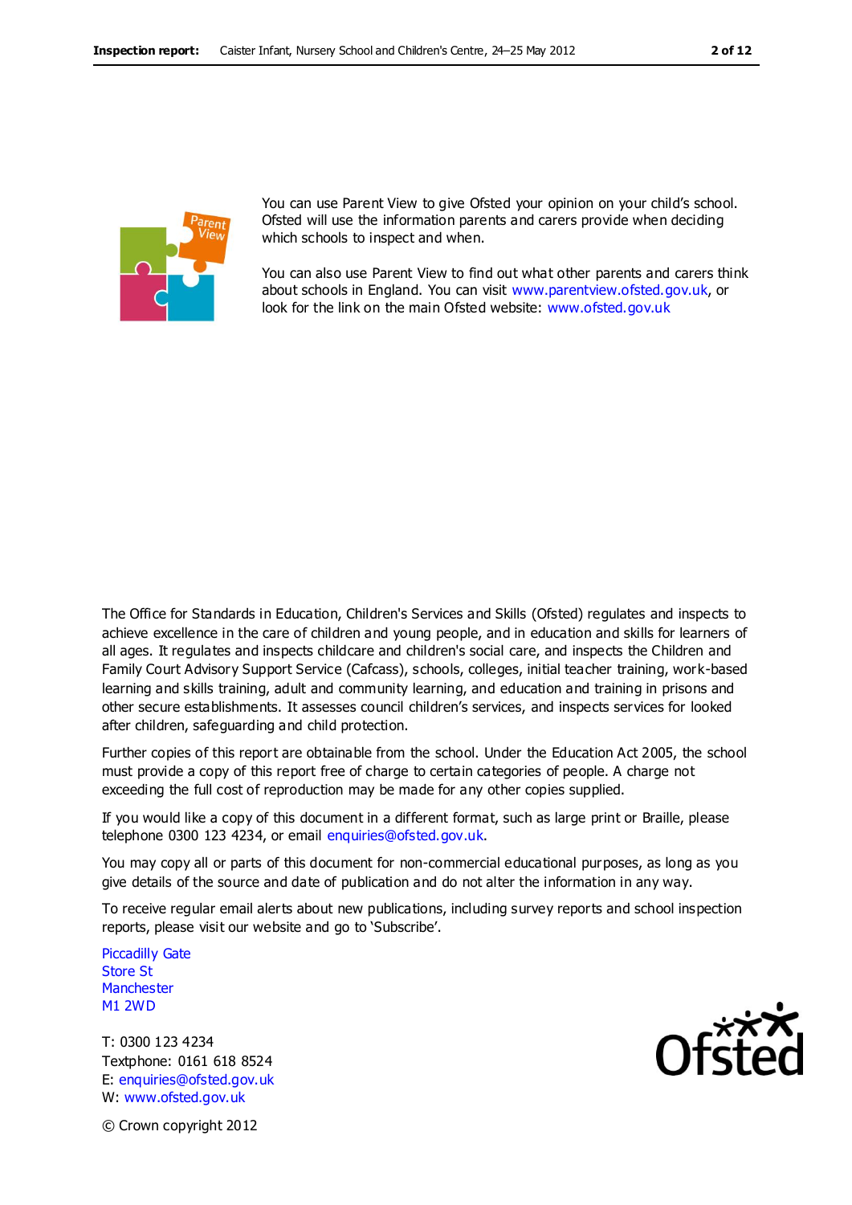You can use Parent View to give Ofsted your opinion on your child's school. Ofsted will use the information parents and carers provide when deciding which schools to inspect and when.

You can also use Parent View to find out what other parents and carers think about schools in England. You can visit www.parentview.ofsted.gov.uk, or look for the link on the main Ofsted website: www.ofsted.gov.uk

The Office for Standards in Education, Children's Services and Skills (Ofsted) regulates and inspects to achieve excellence in the care of children and young people, and in education and skills for learners of all ages. It regulates and inspects childcare and children's social care, and inspects the Children and Family Court Advisory Support Service (Cafcass), schools, colleges, initial teacher training, work-based learning and skills training, adult and community learning, and education and training in prisons and other secure establishments. It assesses council children's services, and inspects services for looked after children, safeguarding and child protection.

Further copies of this report are obtainable from the school. Under the Education Act 2005, the school must provide a copy of this report free of charge to certain categories of people. A charge not exceeding the full cost of reproduction may be made for any other copies supplied.

If you would like a copy of this document in a different format, such as large print or Braille, please telephone 0300 123 4234, or email enquiries@ofsted.gov.uk.

You may copy all or parts of this document for non-commercial educational purposes, as long as you give details of the source and date of publication and do not alter the information in any way.

To receive regular email alerts about new publications, including survey reports and school inspection reports, please visit our website and go to 'Subscribe'.

Piccadilly Gate
Store St
Manchester
M1 2WD

T: 0300 123 4234
Textphone: 0161 618 8524
E: enquiries@ofsted.gov.uk
W: www.ofsted.gov.uk

© Crown copyright 2012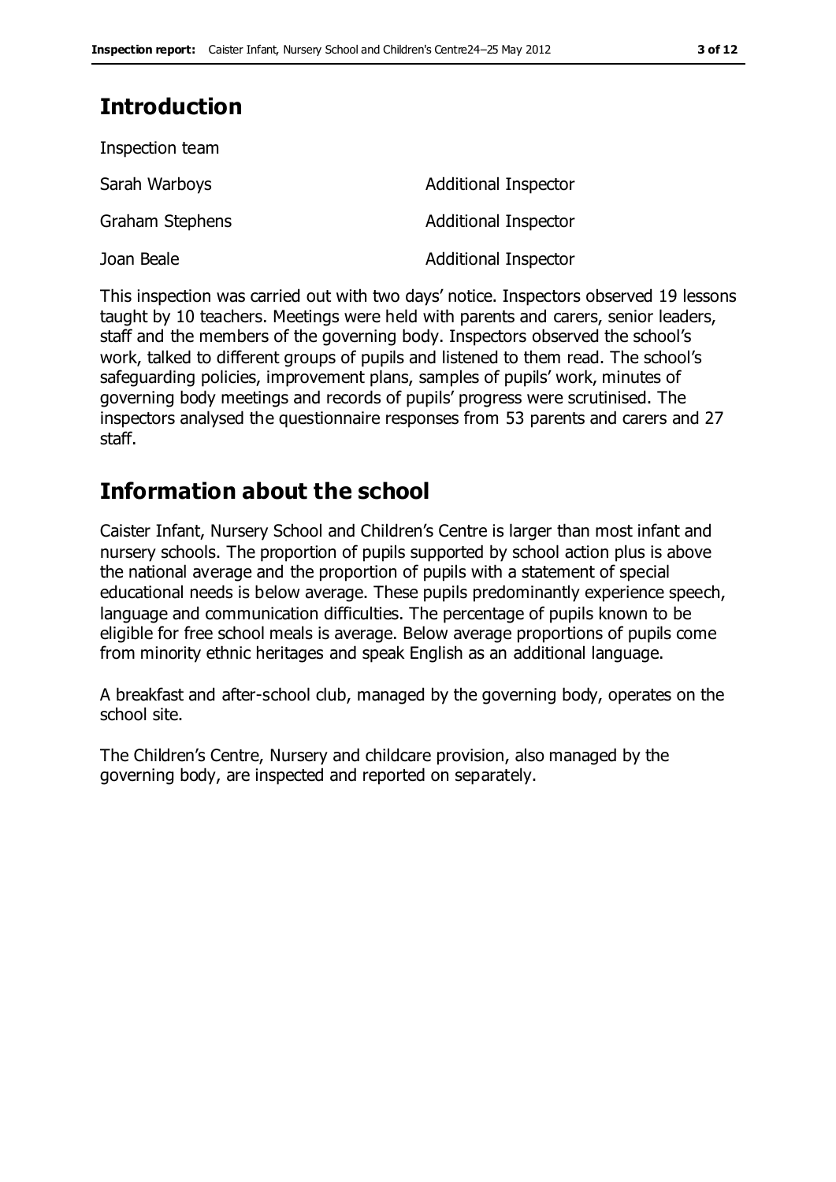## Introduction

Inspection team

| | |
|---|---|
| Sarah Warboys | Additional Inspector |
| Graham Stephens | Additional Inspector |
| Joan Beale | Additional Inspector |

This inspection was carried out with two days' notice. Inspectors observed 19 lessons taught by 10 teachers. Meetings were held with parents and carers, senior leaders, staff and the members of the governing body. Inspectors observed the school's work, talked to different groups of pupils and listened to them read. The school's safeguarding policies, improvement plans, samples of pupils' work, minutes of governing body meetings and records of pupils' progress were scrutinised. The inspectors analysed the questionnaire responses from 53 parents and carers and 27 staff.

## Information about the school

Caister Infant, Nursery School and Children's Centre is larger than most infant and nursery schools. The proportion of pupils supported by school action plus is above the national average and the proportion of pupils with a statement of special educational needs is below average. These pupils predominantly experience speech, language and communication difficulties. The percentage of pupils known to be eligible for free school meals is average. Below average proportions of pupils come from minority ethnic heritages and speak English as an additional language.

A breakfast and after-school club, managed by the governing body, operates on the school site.

The Children's Centre, Nursery and childcare provision, also managed by the governing body, are inspected and reported on separately.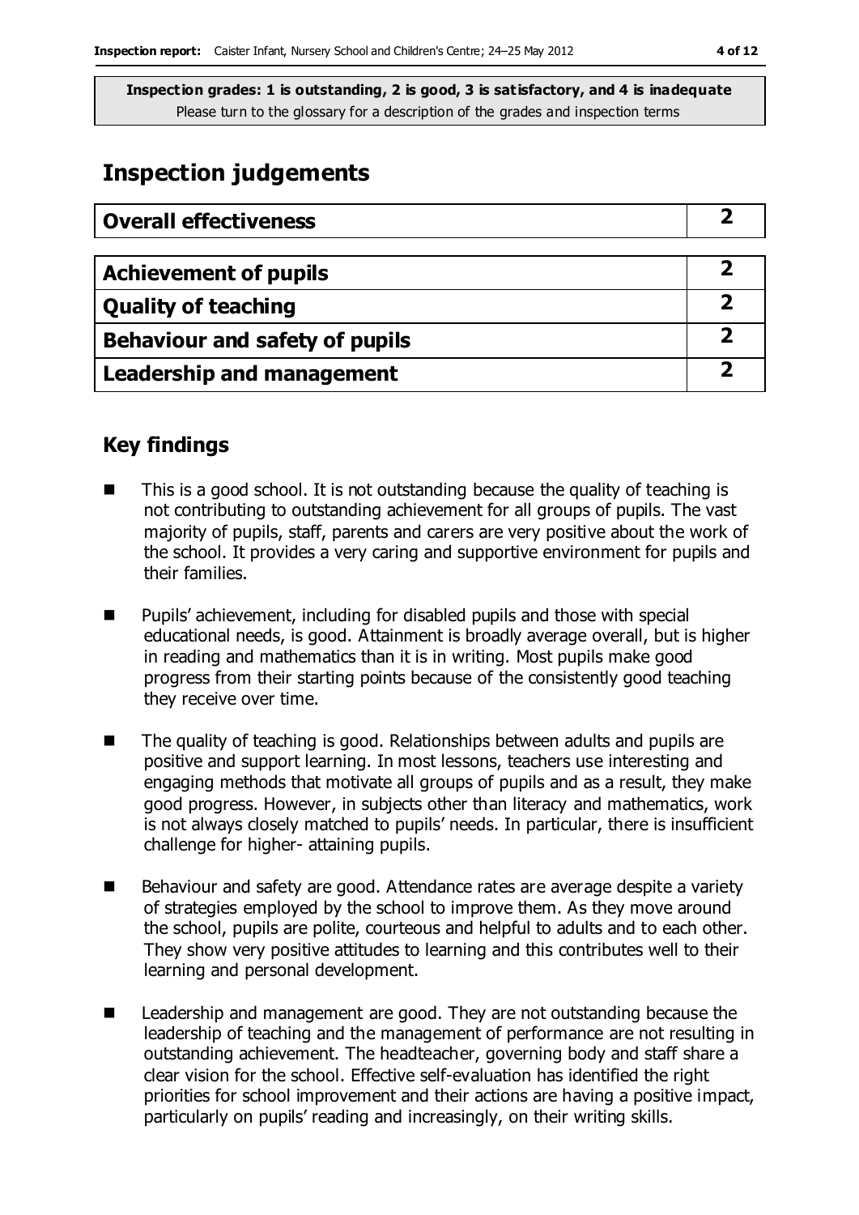**Inspection grades: 1 is outstanding, 2 is good, 3 is satisfactory, and 4 is inadequate**
Please turn to the glossary for a description of the grades and inspection terms

## Inspection judgements

| Overall effectiveness | 2 |
|---|---|

| Achievement of pupils | 2 |
|---|---|
| Quality of teaching | 2 |
| Behaviour and safety of pupils | 2 |
| Leadership and management | 2 |

### Key findings

- This is a good school. It is not outstanding because the quality of teaching is not contributing to outstanding achievement for all groups of pupils. The vast majority of pupils, staff, parents and carers are very positive about the work of the school. It provides a very caring and supportive environment for pupils and their families.
- Pupils' achievement, including for disabled pupils and those with special educational needs, is good. Attainment is broadly average overall, but is higher in reading and mathematics than it is in writing. Most pupils make good progress from their starting points because of the consistently good teaching they receive over time.
- The quality of teaching is good. Relationships between adults and pupils are positive and support learning. In most lessons, teachers use interesting and engaging methods that motivate all groups of pupils and as a result, they make good progress. However, in subjects other than literacy and mathematics, work is not always closely matched to pupils' needs. In particular, there is insufficient challenge for higher- attaining pupils.
- Behaviour and safety are good. Attendance rates are average despite a variety of strategies employed by the school to improve them. As they move around the school, pupils are polite, courteous and helpful to adults and to each other. They show very positive attitudes to learning and this contributes well to their learning and personal development.
- Leadership and management are good. They are not outstanding because the leadership of teaching and the management of performance are not resulting in outstanding achievement. The headteacher, governing body and staff share a clear vision for the school. Effective self-evaluation has identified the right priorities for school improvement and their actions are having a positive impact, particularly on pupils' reading and increasingly, on their writing skills.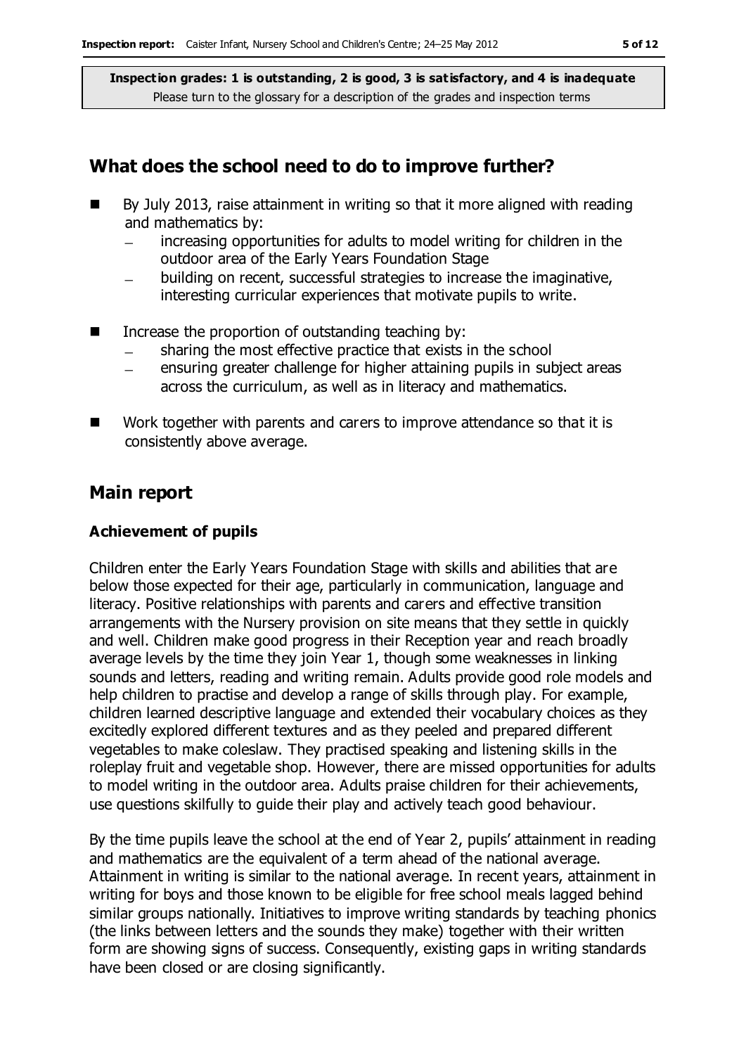**Inspection grades: 1 is outstanding, 2 is good, 3 is satisfactory, and 4 is inadequate**
Please turn to the glossary for a description of the grades and inspection terms

## What does the school need to do to improve further?

- By July 2013, raise attainment in writing so that it more aligned with reading and mathematics by:
  - increasing opportunities for adults to model writing for children in the outdoor area of the Early Years Foundation Stage
  - building on recent, successful strategies to increase the imaginative, interesting curricular experiences that motivate pupils to write.
- Increase the proportion of outstanding teaching by:
  - sharing the most effective practice that exists in the school
  - ensuring greater challenge for higher attaining pupils in subject areas across the curriculum, as well as in literacy and mathematics.
- Work together with parents and carers to improve attendance so that it is consistently above average.

## Main report

### Achievement of pupils

Children enter the Early Years Foundation Stage with skills and abilities that are below those expected for their age, particularly in communication, language and literacy. Positive relationships with parents and carers and effective transition arrangements with the Nursery provision on site means that they settle in quickly and well. Children make good progress in their Reception year and reach broadly average levels by the time they join Year 1, though some weaknesses in linking sounds and letters, reading and writing remain. Adults provide good role models and help children to practise and develop a range of skills through play. For example, children learned descriptive language and extended their vocabulary choices as they excitedly explored different textures and as they peeled and prepared different vegetables to make coleslaw. They practised speaking and listening skills in the roleplay fruit and vegetable shop. However, there are missed opportunities for adults to model writing in the outdoor area. Adults praise children for their achievements, use questions skilfully to guide their play and actively teach good behaviour.

By the time pupils leave the school at the end of Year 2, pupils' attainment in reading and mathematics are the equivalent of a term ahead of the national average. Attainment in writing is similar to the national average. In recent years, attainment in writing for boys and those known to be eligible for free school meals lagged behind similar groups nationally. Initiatives to improve writing standards by teaching phonics (the links between letters and the sounds they make) together with their written form are showing signs of success. Consequently, existing gaps in writing standards have been closed or are closing significantly.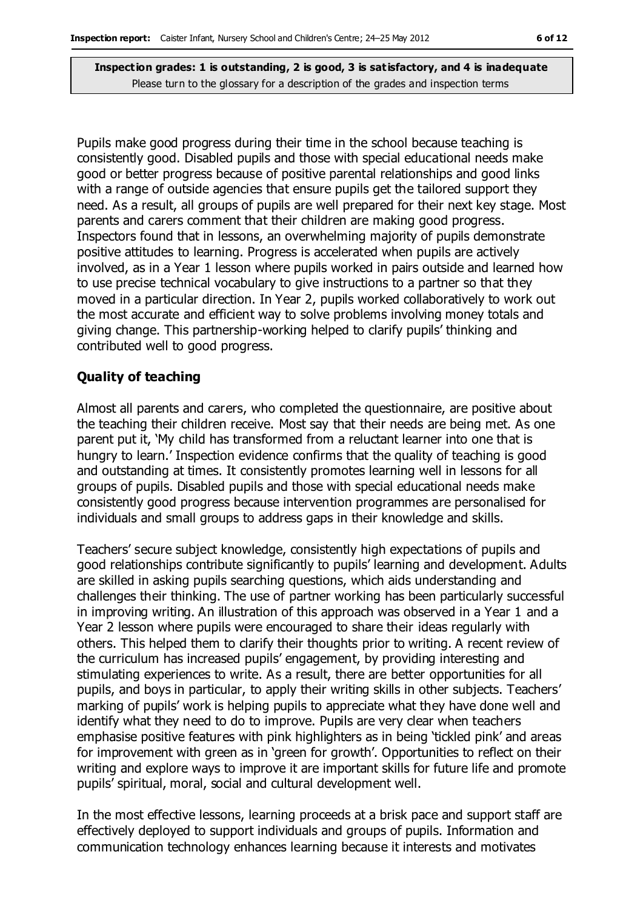**Inspection grades: 1 is outstanding, 2 is good, 3 is satisfactory, and 4 is inadequate**
Please turn to the glossary for a description of the grades and inspection terms

Pupils make good progress during their time in the school because teaching is consistently good. Disabled pupils and those with special educational needs make good or better progress because of positive parental relationships and good links with a range of outside agencies that ensure pupils get the tailored support they need. As a result, all groups of pupils are well prepared for their next key stage. Most parents and carers comment that their children are making good progress. Inspectors found that in lessons, an overwhelming majority of pupils demonstrate positive attitudes to learning. Progress is accelerated when pupils are actively involved, as in a Year 1 lesson where pupils worked in pairs outside and learned how to use precise technical vocabulary to give instructions to a partner so that they moved in a particular direction. In Year 2, pupils worked collaboratively to work out the most accurate and efficient way to solve problems involving money totals and giving change. This partnership-working helped to clarify pupils' thinking and contributed well to good progress.

### Quality of teaching

Almost all parents and carers, who completed the questionnaire, are positive about the teaching their children receive. Most say that their needs are being met. As one parent put it, 'My child has transformed from a reluctant learner into one that is hungry to learn.' Inspection evidence confirms that the quality of teaching is good and outstanding at times. It consistently promotes learning well in lessons for all groups of pupils. Disabled pupils and those with special educational needs make consistently good progress because intervention programmes are personalised for individuals and small groups to address gaps in their knowledge and skills.

Teachers' secure subject knowledge, consistently high expectations of pupils and good relationships contribute significantly to pupils' learning and development. Adults are skilled in asking pupils searching questions, which aids understanding and challenges their thinking. The use of partner working has been particularly successful in improving writing. An illustration of this approach was observed in a Year 1 and a Year 2 lesson where pupils were encouraged to share their ideas regularly with others. This helped them to clarify their thoughts prior to writing. A recent review of the curriculum has increased pupils' engagement, by providing interesting and stimulating experiences to write. As a result, there are better opportunities for all pupils, and boys in particular, to apply their writing skills in other subjects. Teachers' marking of pupils' work is helping pupils to appreciate what they have done well and identify what they need to do to improve. Pupils are very clear when teachers emphasise positive features with pink highlighters as in being 'tickled pink' and areas for improvement with green as in 'green for growth'. Opportunities to reflect on their writing and explore ways to improve it are important skills for future life and promote pupils' spiritual, moral, social and cultural development well.

In the most effective lessons, learning proceeds at a brisk pace and support staff are effectively deployed to support individuals and groups of pupils. Information and communication technology enhances learning because it interests and motivates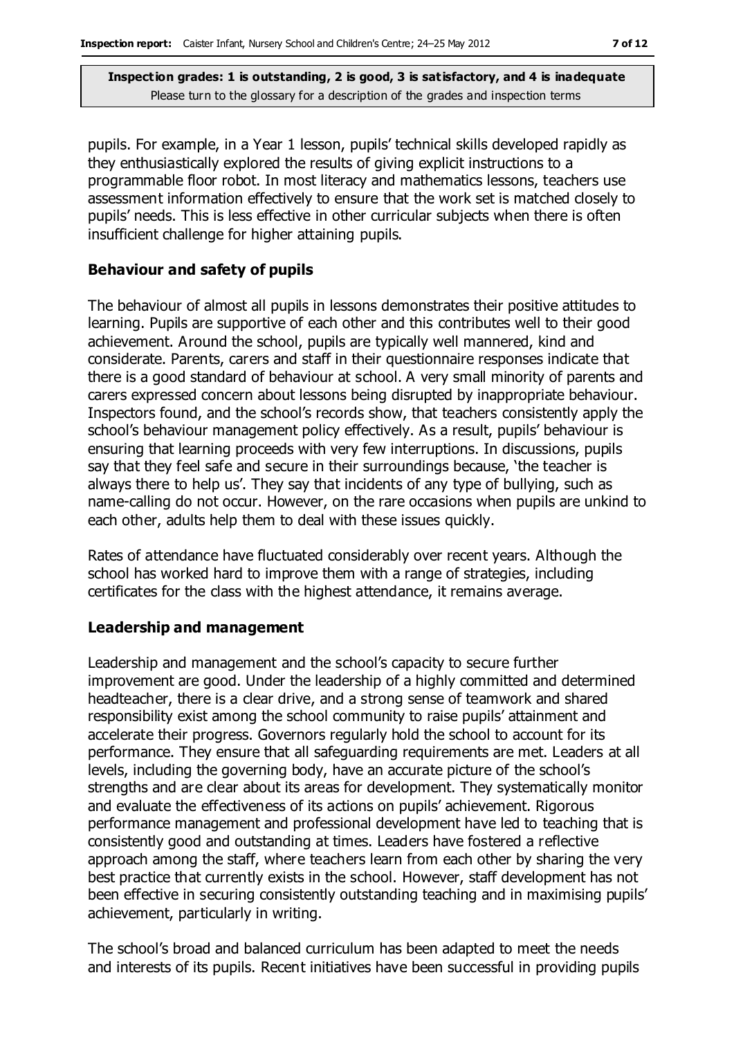pupils. For example, in a Year 1 lesson, pupils' technical skills developed rapidly as they enthusiastically explored the results of giving explicit instructions to a programmable floor robot. In most literacy and mathematics lessons, teachers use assessment information effectively to ensure that the work set is matched closely to pupils' needs. This is less effective in other curricular subjects when there is often insufficient challenge for higher attaining pupils.

### Behaviour and safety of pupils

The behaviour of almost all pupils in lessons demonstrates their positive attitudes to learning. Pupils are supportive of each other and this contributes well to their good achievement. Around the school, pupils are typically well mannered, kind and considerate. Parents, carers and staff in their questionnaire responses indicate that there is a good standard of behaviour at school. A very small minority of parents and carers expressed concern about lessons being disrupted by inappropriate behaviour. Inspectors found, and the school's records show, that teachers consistently apply the school's behaviour management policy effectively. As a result, pupils' behaviour is ensuring that learning proceeds with very few interruptions. In discussions, pupils say that they feel safe and secure in their surroundings because, 'the teacher is always there to help us'. They say that incidents of any type of bullying, such as name-calling do not occur. However, on the rare occasions when pupils are unkind to each other, adults help them to deal with these issues quickly.

Rates of attendance have fluctuated considerably over recent years. Although the school has worked hard to improve them with a range of strategies, including certificates for the class with the highest attendance, it remains average.

### Leadership and management

Leadership and management and the school's capacity to secure further improvement are good. Under the leadership of a highly committed and determined headteacher, there is a clear drive, and a strong sense of teamwork and shared responsibility exist among the school community to raise pupils' attainment and accelerate their progress. Governors regularly hold the school to account for its performance. They ensure that all safeguarding requirements are met. Leaders at all levels, including the governing body, have an accurate picture of the school's strengths and are clear about its areas for development. They systematically monitor and evaluate the effectiveness of its actions on pupils' achievement. Rigorous performance management and professional development have led to teaching that is consistently good and outstanding at times. Leaders have fostered a reflective approach among the staff, where teachers learn from each other by sharing the very best practice that currently exists in the school. However, staff development has not been effective in securing consistently outstanding teaching and in maximising pupils' achievement, particularly in writing.

The school's broad and balanced curriculum has been adapted to meet the needs and interests of its pupils. Recent initiatives have been successful in providing pupils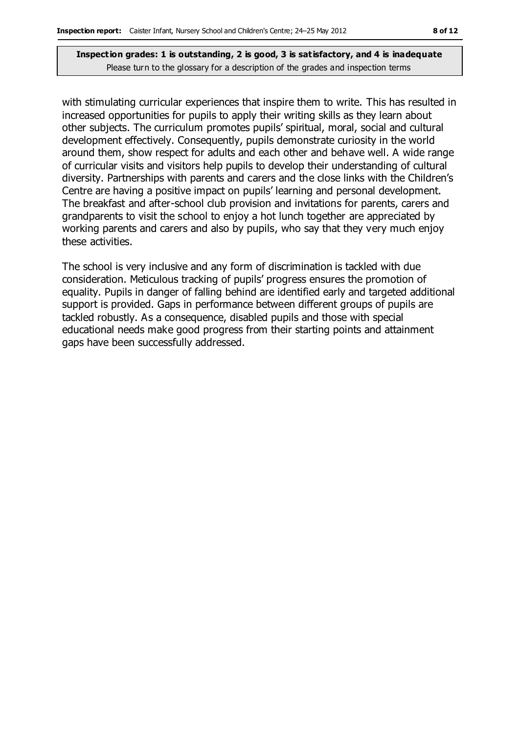with stimulating curricular experiences that inspire them to write. This has resulted in increased opportunities for pupils to apply their writing skills as they learn about other subjects. The curriculum promotes pupils' spiritual, moral, social and cultural development effectively. Consequently, pupils demonstrate curiosity in the world around them, show respect for adults and each other and behave well. A wide range of curricular visits and visitors help pupils to develop their understanding of cultural diversity. Partnerships with parents and carers and the close links with the Children's Centre are having a positive impact on pupils' learning and personal development. The breakfast and after-school club provision and invitations for parents, carers and grandparents to visit the school to enjoy a hot lunch together are appreciated by working parents and carers and also by pupils, who say that they very much enjoy these activities.

The school is very inclusive and any form of discrimination is tackled with due consideration. Meticulous tracking of pupils' progress ensures the promotion of equality. Pupils in danger of falling behind are identified early and targeted additional support is provided. Gaps in performance between different groups of pupils are tackled robustly. As a consequence, disabled pupils and those with special educational needs make good progress from their starting points and attainment gaps have been successfully addressed.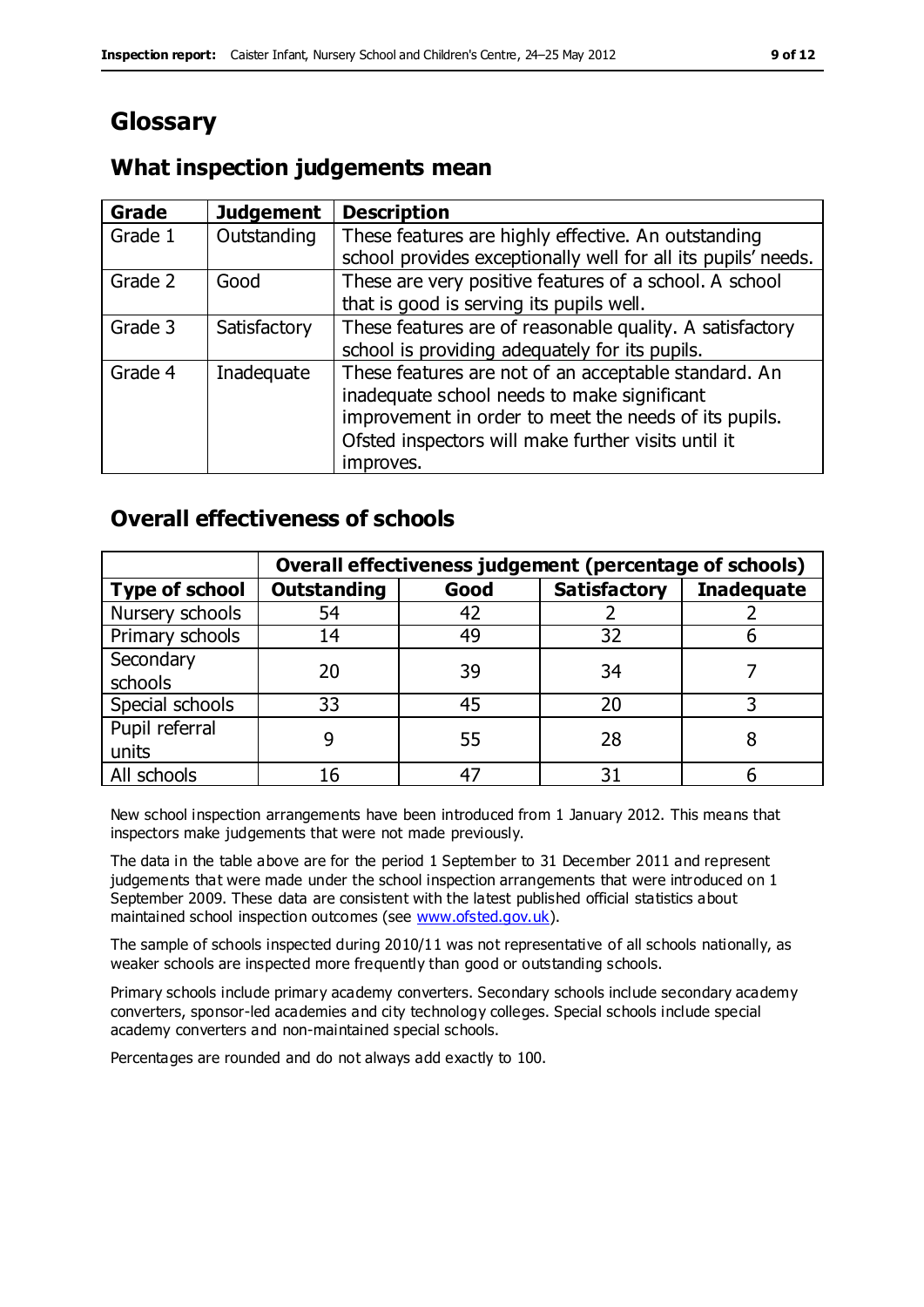# Glossary

## What inspection judgements mean

| Grade | Judgement | Description |
|---|---|---|
| Grade 1 | Outstanding | These features are highly effective. An outstanding school provides exceptionally well for all its pupils' needs. |
| Grade 2 | Good | These are very positive features of a school. A school that is good is serving its pupils well. |
| Grade 3 | Satisfactory | These features are of reasonable quality. A satisfactory school is providing adequately for its pupils. |
| Grade 4 | Inadequate | These features are not of an acceptable standard. An inadequate school needs to make significant improvement in order to meet the needs of its pupils. Ofsted inspectors will make further visits until it improves. |

## Overall effectiveness of schools

| | Overall effectiveness judgement (percentage of schools) | | | |
|---|---|---|---|---|
| **Type of school** | **Outstanding** | **Good** | **Satisfactory** | **Inadequate** |
| Nursery schools | 54 | 42 | 2 | 2 |
| Primary schools | 14 | 49 | 32 | 6 |
| Secondary schools | 20 | 39 | 34 | 7 |
| Special schools | 33 | 45 | 20 | 3 |
| Pupil referral units | 9 | 55 | 28 | 8 |
| All schools | 16 | 47 | 31 | 6 |

New school inspection arrangements have been introduced from 1 January 2012. This means that inspectors make judgements that were not made previously.

The data in the table above are for the period 1 September to 31 December 2011 and represent judgements that were made under the school inspection arrangements that were introduced on 1 September 2009. These data are consistent with the latest published official statistics about maintained school inspection outcomes (see www.ofsted.gov.uk).

The sample of schools inspected during 2010/11 was not representative of all schools nationally, as weaker schools are inspected more frequently than good or outstanding schools.

Primary schools include primary academy converters. Secondary schools include secondary academy converters, sponsor-led academies and city technology colleges. Special schools include special academy converters and non-maintained special schools.

Percentages are rounded and do not always add exactly to 100.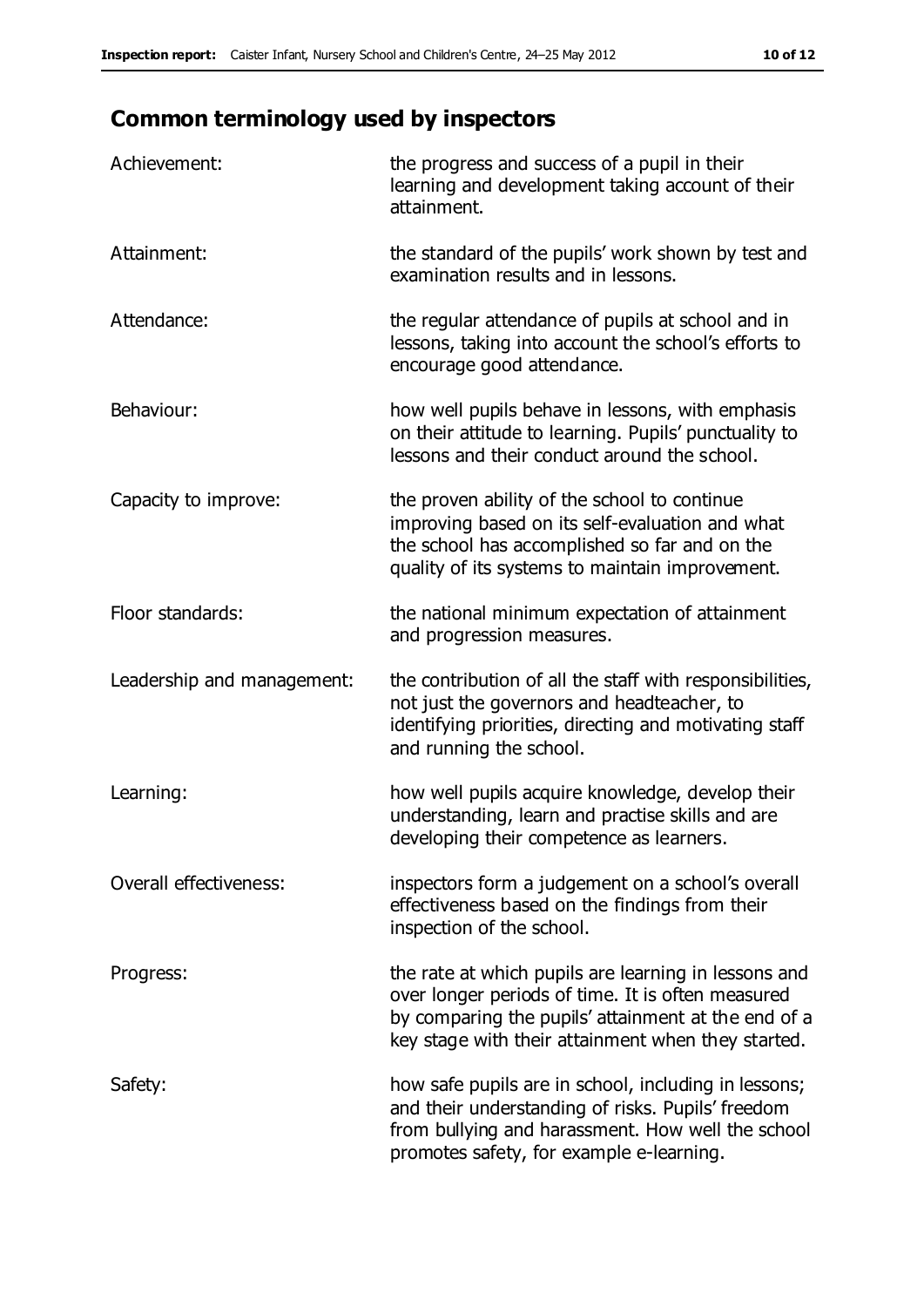## Common terminology used by inspectors

| | |
|---|---|
| Achievement: | the progress and success of a pupil in their learning and development taking account of their attainment. |
| Attainment: | the standard of the pupils' work shown by test and examination results and in lessons. |
| Attendance: | the regular attendance of pupils at school and in lessons, taking into account the school's efforts to encourage good attendance. |
| Behaviour: | how well pupils behave in lessons, with emphasis on their attitude to learning. Pupils' punctuality to lessons and their conduct around the school. |
| Capacity to improve: | the proven ability of the school to continue improving based on its self-evaluation and what the school has accomplished so far and on the quality of its systems to maintain improvement. |
| Floor standards: | the national minimum expectation of attainment and progression measures. |
| Leadership and management: | the contribution of all the staff with responsibilities, not just the governors and headteacher, to identifying priorities, directing and motivating staff and running the school. |
| Learning: | how well pupils acquire knowledge, develop their understanding, learn and practise skills and are developing their competence as learners. |
| Overall effectiveness: | inspectors form a judgement on a school's overall effectiveness based on the findings from their inspection of the school. |
| Progress: | the rate at which pupils are learning in lessons and over longer periods of time. It is often measured by comparing the pupils' attainment at the end of a key stage with their attainment when they started. |
| Safety: | how safe pupils are in school, including in lessons; and their understanding of risks. Pupils' freedom from bullying and harassment. How well the school promotes safety, for example e-learning. |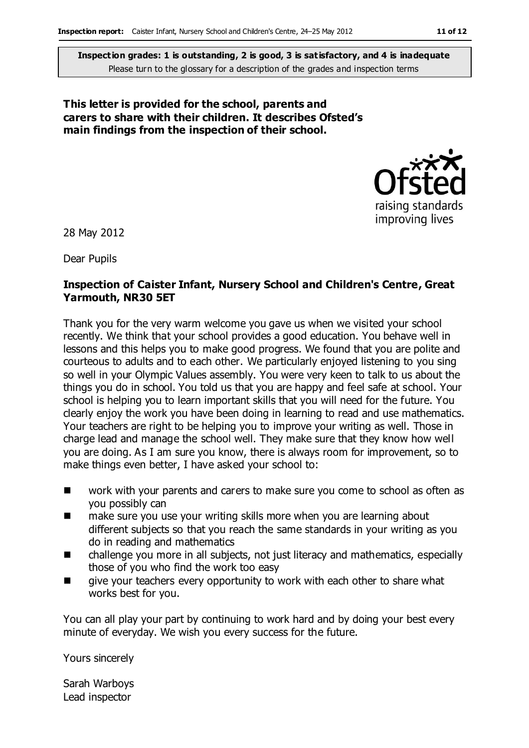**Inspection grades: 1 is outstanding, 2 is good, 3 is satisfactory, and 4 is inadequate**
Please turn to the glossary for a description of the grades and inspection terms

**This letter is provided for the school, parents and carers to share with their children. It describes Ofsted's main findings from the inspection of their school.**

28 May 2012

Dear Pupils

**Inspection of Caister Infant, Nursery School and Children's Centre, Great Yarmouth, NR30 5ET**

Thank you for the very warm welcome you gave us when we visited your school recently. We think that your school provides a good education. You behave well in lessons and this helps you to make good progress. We found that you are polite and courteous to adults and to each other. We particularly enjoyed listening to you sing so well in your Olympic Values assembly. You were very keen to talk to us about the things you do in school. You told us that you are happy and feel safe at school. Your school is helping you to learn important skills that you will need for the future. You clearly enjoy the work you have been doing in learning to read and use mathematics. Your teachers are right to be helping you to improve your writing as well. Those in charge lead and manage the school well. They make sure that they know how well you are doing. As I am sure you know, there is always room for improvement, so to make things even better, I have asked your school to:

- work with your parents and carers to make sure you come to school as often as you possibly can
- make sure you use your writing skills more when you are learning about different subjects so that you reach the same standards in your writing as you do in reading and mathematics
- challenge you more in all subjects, not just literacy and mathematics, especially those of you who find the work too easy
- give your teachers every opportunity to work with each other to share what works best for you.

You can all play your part by continuing to work hard and by doing your best every minute of everyday. We wish you every success for the future.

Yours sincerely

Sarah Warboys
Lead inspector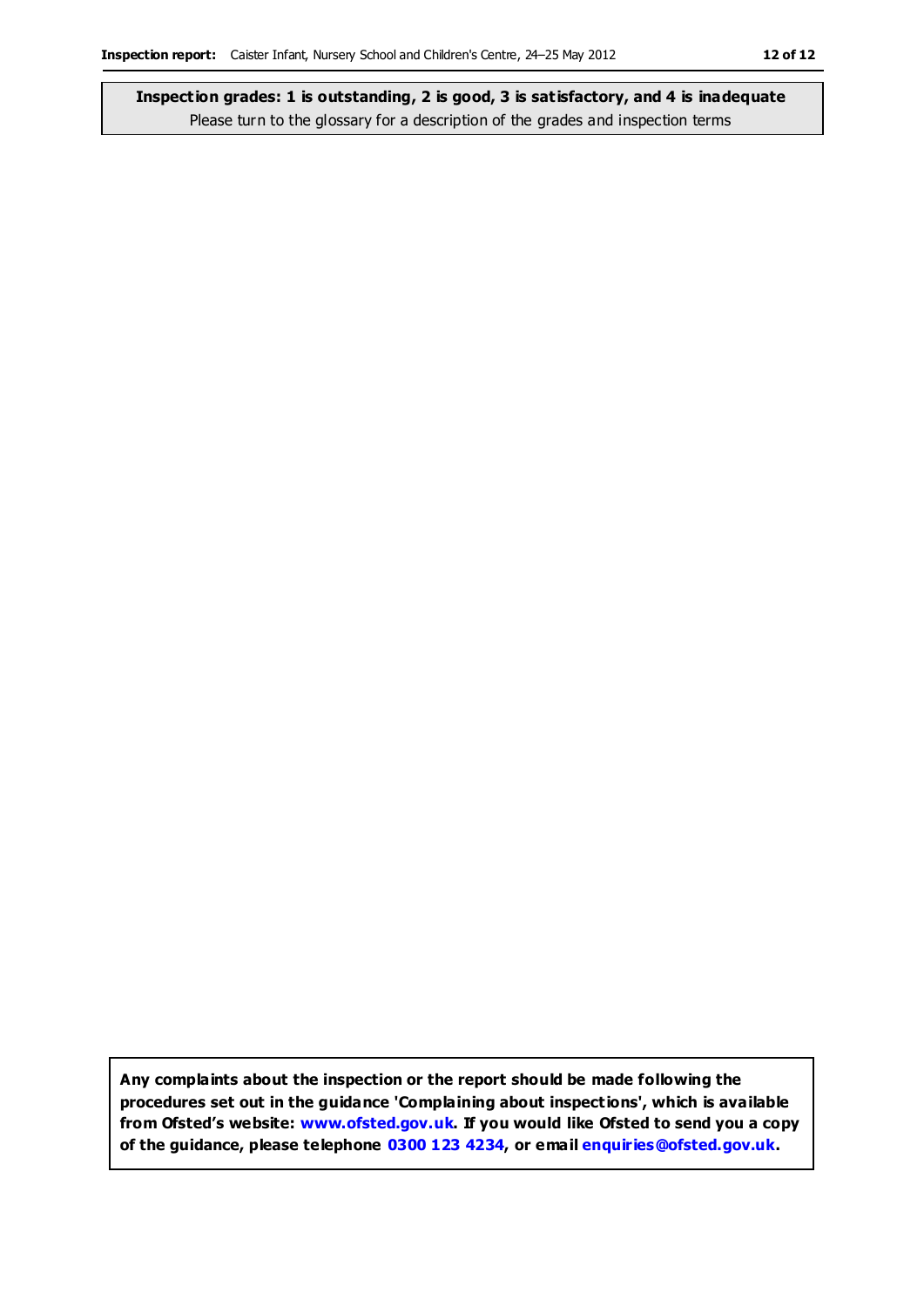**Inspection grades: 1 is outstanding, 2 is good, 3 is satisfactory, and 4 is inadequate**
Please turn to the glossary for a description of the grades and inspection terms

**Any complaints about the inspection or the report should be made following the procedures set out in the guidance 'Complaining about inspections', which is available from Ofsted's website: www.ofsted.gov.uk. If you would like Ofsted to send you a copy of the guidance, please telephone 0300 123 4234, or email enquiries@ofsted.gov.uk.**